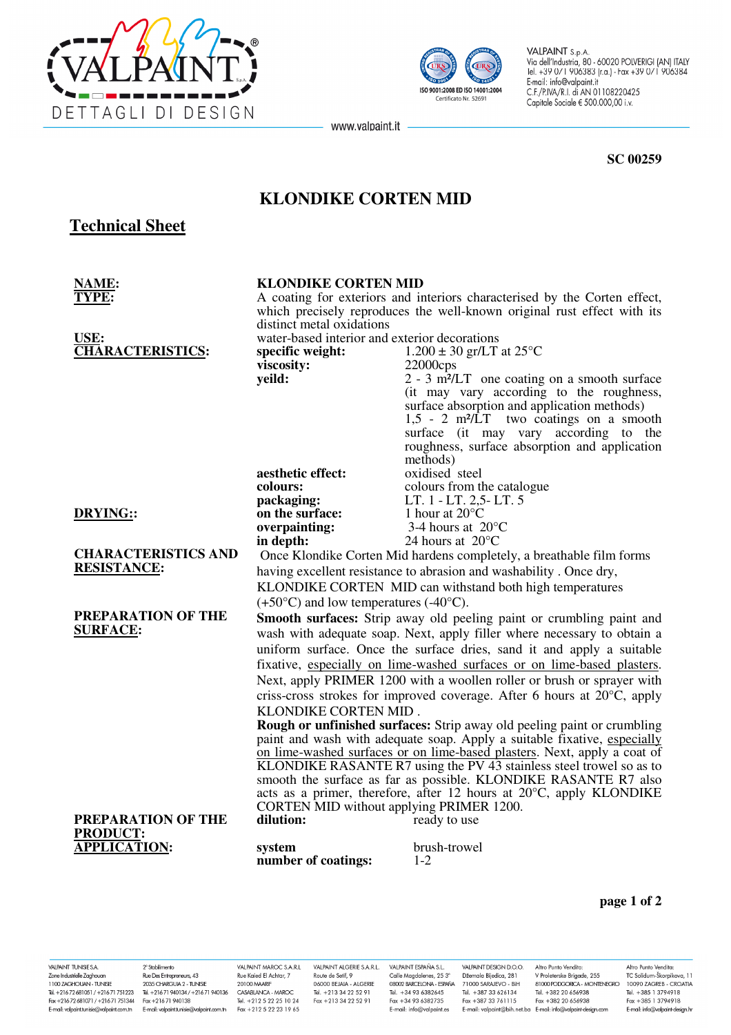SC 00259

# KLONDIKE CORTEN MID

## Technical Sheet

**NAME:** **KLONDIKE CORTEN MID**

**TYPE:** A coating for exteriors and interiors characterised by the Corten effect, which precisely reproduces the well-known original rust effect with its distinct metal oxidations

**USE:** water-based interior and exterior decorations

**CHARACTERISTICS:**

| | |
|---|---|
| **specific weight:** | 1.200 ± 30 gr/LT at 25°C |
| **viscosity:** | 22000cps |
| **yeild:** | 2 - 3 m²/LT one coating on a smooth surface (it may vary according to the roughness, surface absorption and application methods)<br>1,5 - 2 m²/LT two coatings on a smooth surface (it may vary according to the roughness, surface absorption and application methods) |
| **aesthetic effect:** | oxidised steel |
| **colours:** | colours from the catalogue |
| **packaging:** | LT. 1 - LT. 2,5- LT. 5 |

**DRYING::**

| | |
|---|---|
| **on the surface:** | 1 hour at 20°C |
| **overpainting:** | 3-4 hours at 20°C |
| **in depth:** | 24 hours at 20°C |

**CHARACTERISTICS AND RESISTANCE:** Once Klondike Corten Mid hardens completely, a breathable film forms having excellent resistance to abrasion and washability . Once dry, KLONDIKE CORTEN MID can withstand both high temperatures (+50°C) and low temperatures (-40°C).

**PREPARATION OF THE SURFACE:**

**Smooth surfaces:** Strip away old peeling paint or crumbling paint and wash with adequate soap. Next, apply filler where necessary to obtain a uniform surface. Once the surface dries, sand it and apply a suitable fixative, <u>especially on lime-washed surfaces or on lime-based plasters</u>. Next, apply PRIMER 1200 with a woollen roller or brush or sprayer with criss-cross strokes for improved coverage. After 6 hours at 20°C, apply KLONDIKE CORTEN MID .

**Rough or unfinished surfaces:** Strip away old peeling paint or crumbling paint and wash with adequate soap. Apply a suitable fixative, <u>especially on lime-washed surfaces or on lime-based plasters</u>. Next, apply a coat of KLONDIKE RASANTE R7 using the PV 43 stainless steel trowel so as to smooth the surface as far as possible. KLONDIKE RASANTE R7 also acts as a primer, therefore, after 12 hours at 20°C, apply KLONDIKE CORTEN MID without applying PRIMER 1200.

**PREPARATION OF THE PRODUCT:**

| | |
|---|---|
| **dilution:** | ready to use |

**APPLICATION:**

| | |
|---|---|
| **system** | brush-trowel |
| **number of coatings:** | 1-2 |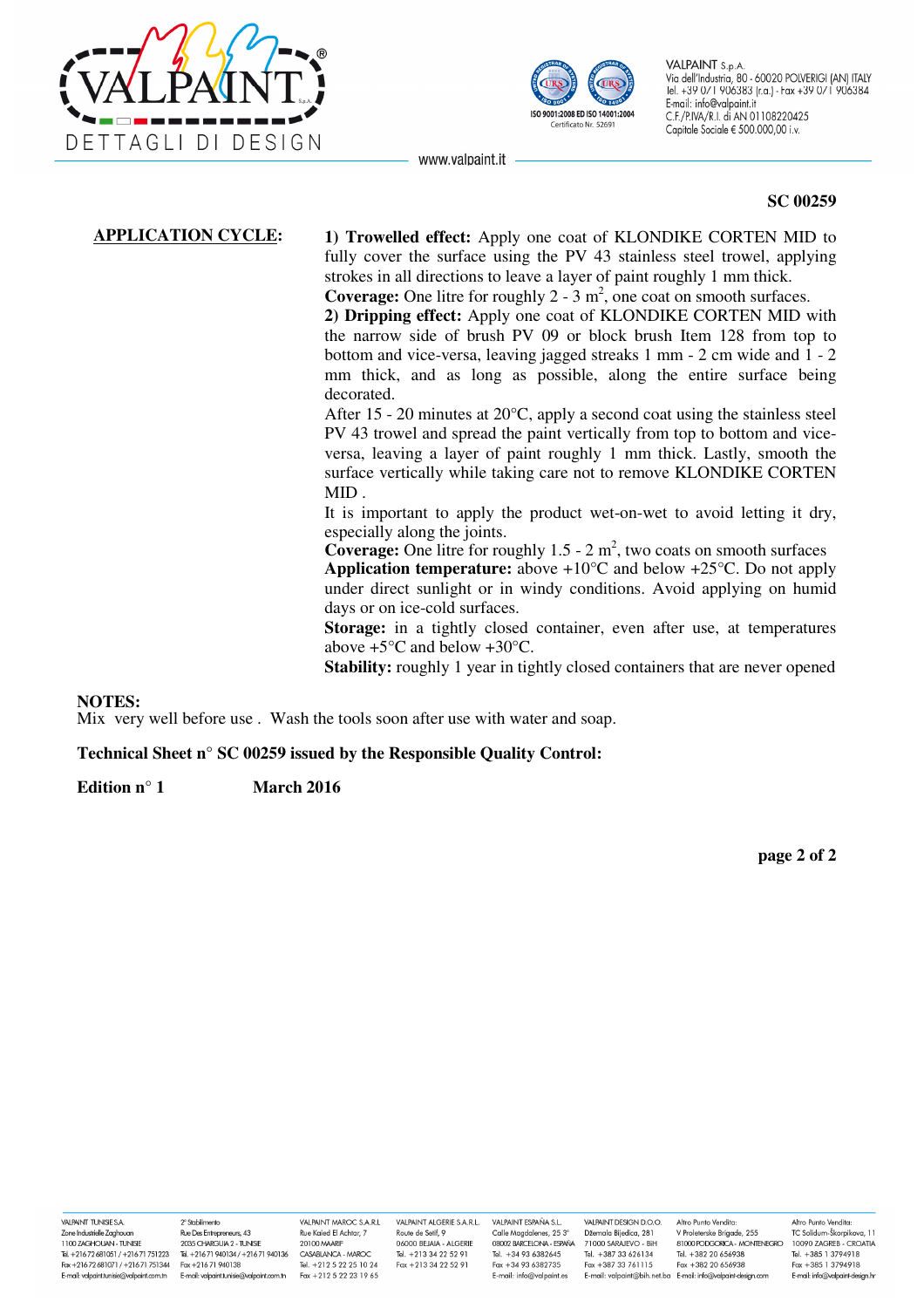**SC 00259**

**APPLICATION CYCLE:**

**1) Trowelled effect:** Apply one coat of KLONDIKE CORTEN MID to fully cover the surface using the PV 43 stainless steel trowel, applying strokes in all directions to leave a layer of paint roughly 1 mm thick.
**Coverage:** One litre for roughly 2 - 3 m$^2$, one coat on smooth surfaces.
**2) Dripping effect:** Apply one coat of KLONDIKE CORTEN MID with the narrow side of brush PV 09 or block brush Item 128 from top to bottom and vice-versa, leaving jagged streaks 1 mm - 2 cm wide and 1 - 2 mm thick, and as long as possible, along the entire surface being decorated.
After 15 - 20 minutes at 20°C, apply a second coat using the stainless steel PV 43 trowel and spread the paint vertically from top to bottom and vice-versa, leaving a layer of paint roughly 1 mm thick. Lastly, smooth the surface vertically while taking care not to remove KLONDIKE CORTEN MID .
It is important to apply the product wet-on-wet to avoid letting it dry, especially along the joints.
**Coverage:** One litre for roughly 1.5 - 2 m$^2$, two coats on smooth surfaces
**Application temperature:** above +10°C and below +25°C. Do not apply under direct sunlight or in windy conditions. Avoid applying on humid days or on ice-cold surfaces.
**Storage:** in a tightly closed container, even after use, at temperatures above +5°C and below +30°C.
**Stability:** roughly 1 year in tightly closed containers that are never opened

**NOTES:**
Mix very well before use . Wash the tools soon after use with water and soap.

**Technical Sheet n° SC 00259 issued by the Responsible Quality Control:**

**Edition n° 1** **March 2016**